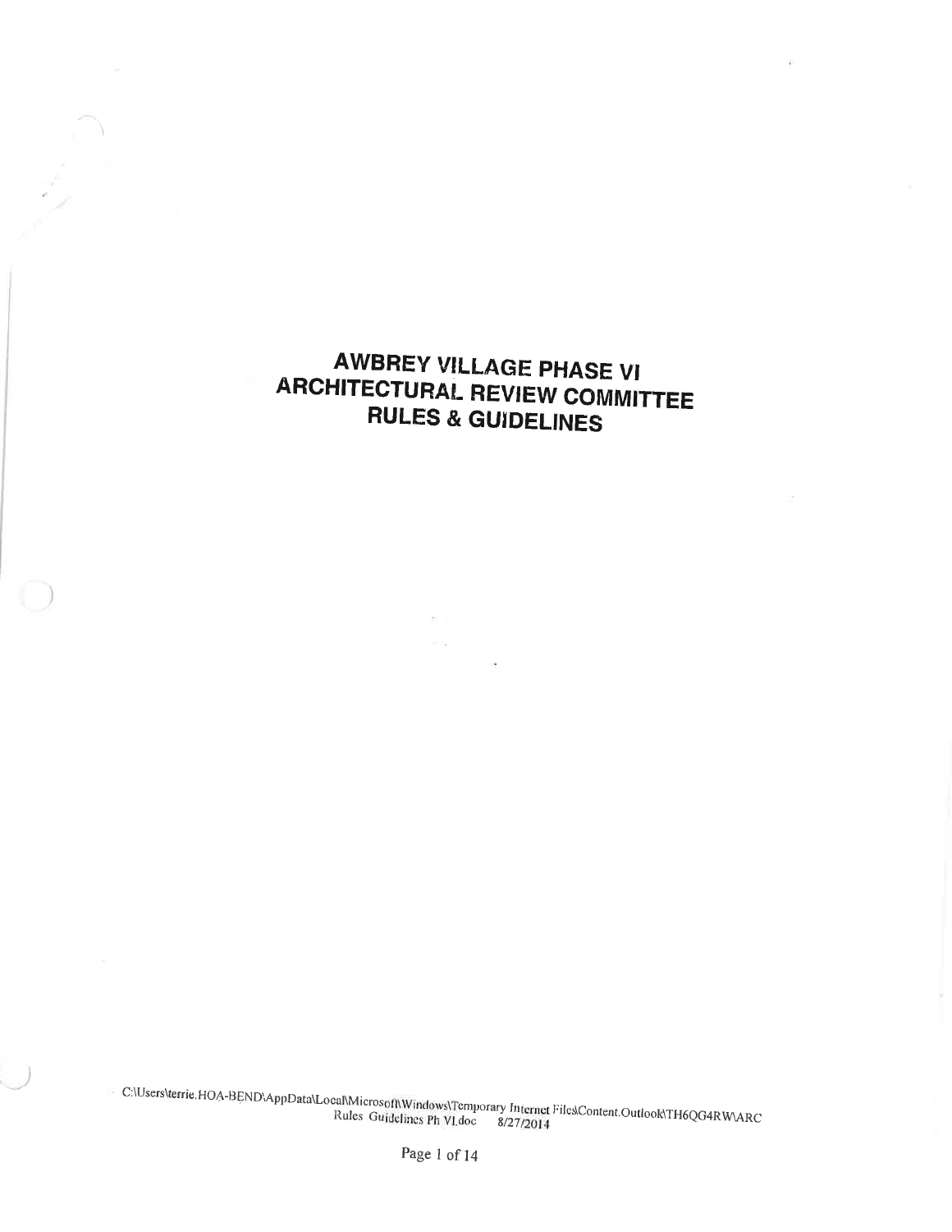# AWBREY VILLAGE PHASE VI ARCHITECTURAL REVIEW COMMITTEE RULES & GUIDELINES

C:\Users\terrie.HOA-BEND\AppData\Local\Microsoft\Windows\Temporary Internet Files\Content.Outlook\TH6QG4RW\ARC Rules Guidelines Ph VI.doc 8/27/2014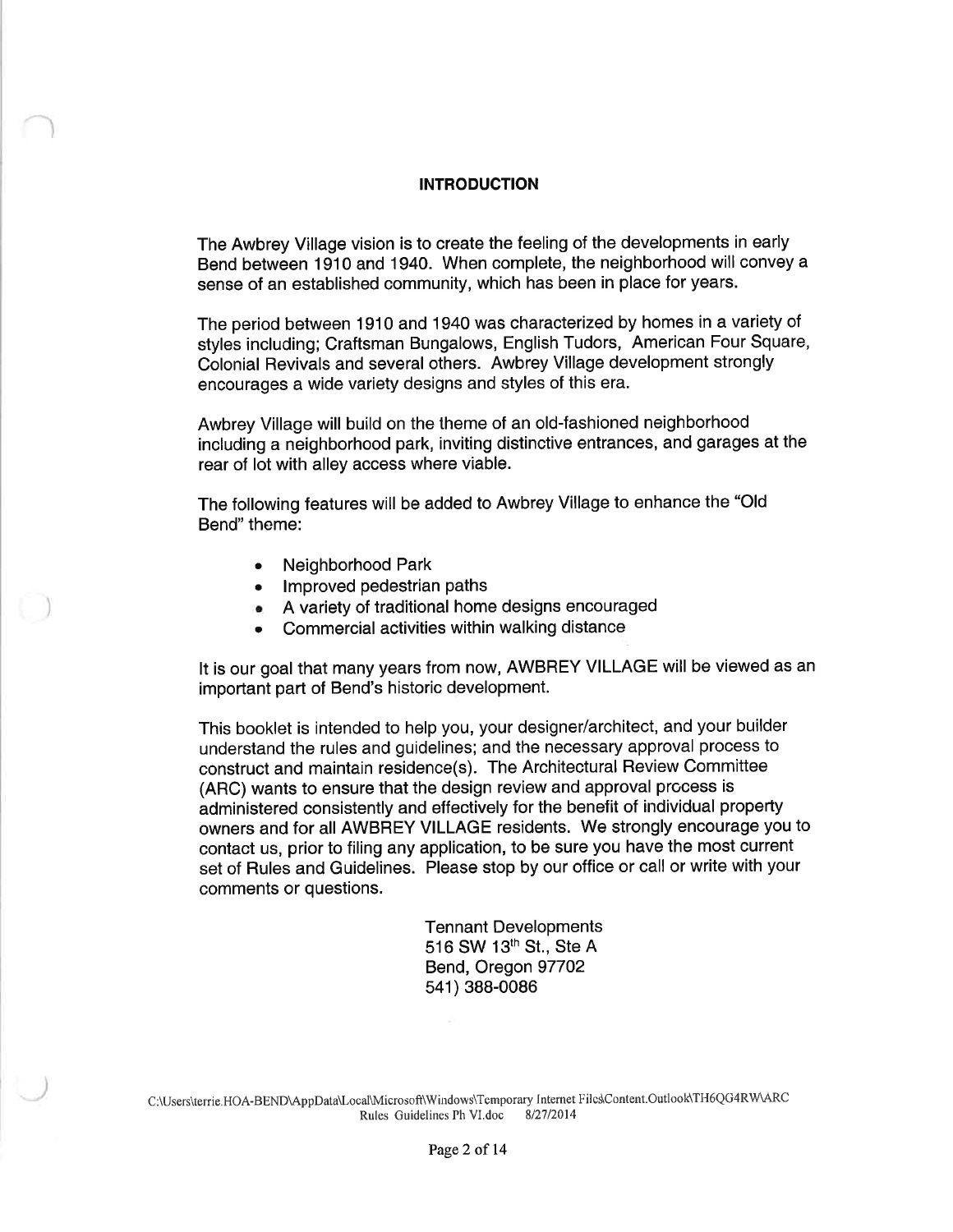## INTRODUCTION

The Awbrey Village vision is to create the feeling of the developments in early Bend between 1910 and 1940. When complete, the neighborhood will convey a sense of an established community, which has been in place for years.

The period between 1910 and 1940 was characterized by homes in a variety of styles including; Craftsman Bungalows, English Tudors, American Four Square, Colonial Revivals and several others. Awbrey Village development strongly encourages a wide variety designs and styles of this era.

Awbrey Village will build on the theme of an old-fashioned neighborhood including a neighborhood park, inviting distinctive entrances, and garages at the rear of lot with alley access where viable.

The following features will be added to Awbrey Village to enhance the "Old Bend" theme:

- Neighborhood Park
- Improved pedestrian paths
- A variety of traditional home designs encouraged
- Commercial activities within walking distance

It is our goal that many years from now, AWBREY VILLAGE will be viewed as an important part of Bend's historic development.

This booklet is intended to help you, your designer/architect, and your builder understand the rules and guidelines; and the necessary approval process to construct and maintain residence(s). The Architectural Review Committee (ARC) wants to ensure that the design review and approval process is administered consistently and effectively for the benefit of individual property owners and for all AWBREY VILLAGE residents. We strongly encourage you to contact us, prior to filing any application, to be sure you have the most current set of Rules and Guidelines. Please stop by our office or call or write with your comments or questions.

Tennant Developments
516 SW 13th St., Ste A
Bend, Oregon 97702
541) 388-0086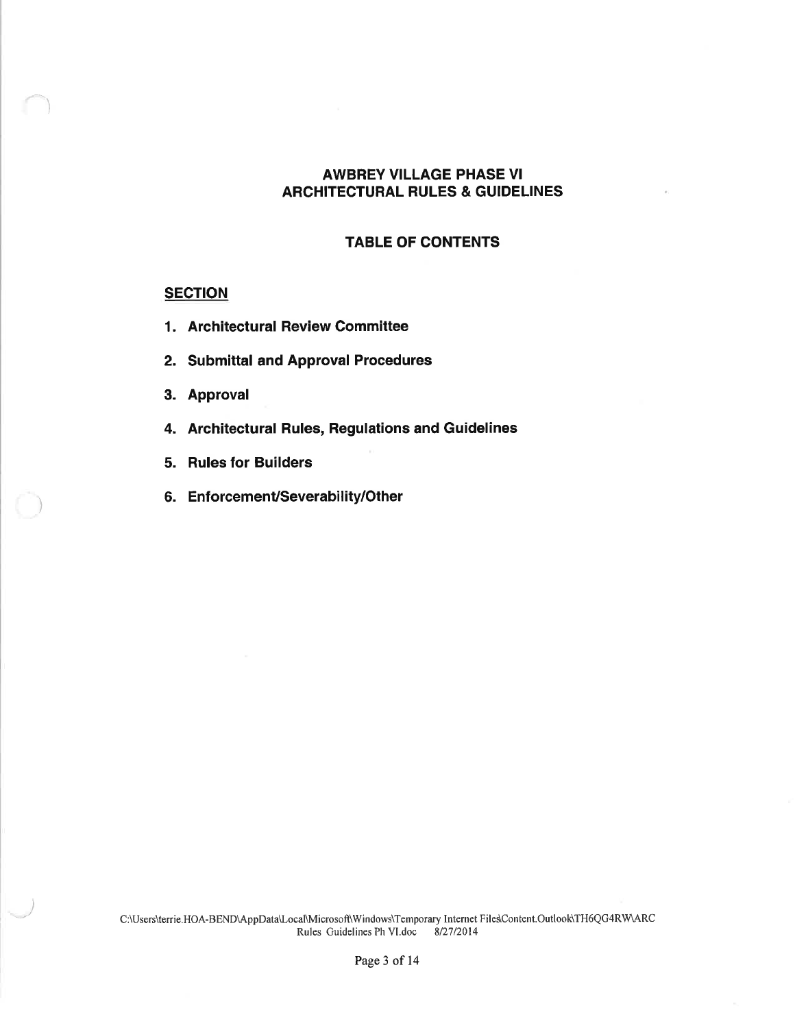# AWBREY VILLAGE PHASE VI
# ARCHITECTURAL RULES & GUIDELINES

## TABLE OF CONTENTS

**SECTION**

1. **Architectural Review Committee**
2. **Submittal and Approval Procedures**
3. **Approval**
4. **Architectural Rules, Regulations and Guidelines**
5. **Rules for Builders**
6. **Enforcement/Severability/Other**

C:\Users\terrie.HOA-BEND\AppData\Local\Microsoft\Windows\Temporary Internet Files\Content.Outlook\TH6QG4RW\ARC Rules Guidelines Ph VI.doc 8/27/2014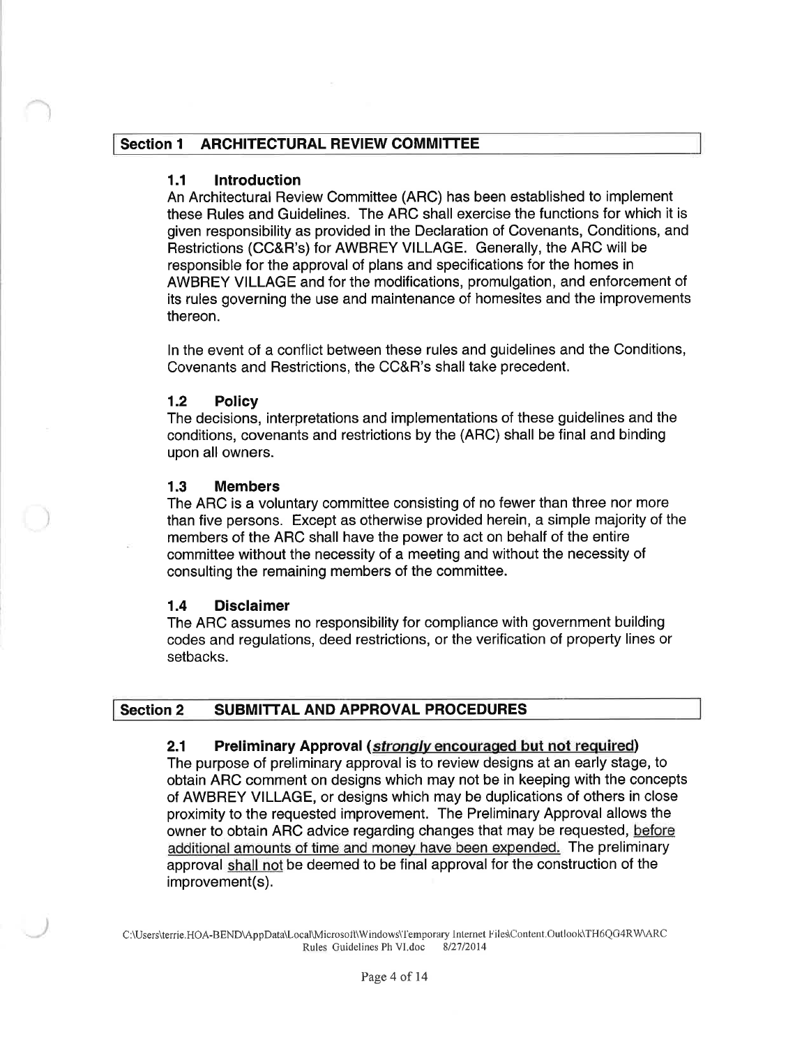## Section 1 ARCHITECTURAL REVIEW COMMITTEE

### 1.1 Introduction

An Architectural Review Committee (ARC) has been established to implement these Rules and Guidelines. The ARC shall exercise the functions for which it is given responsibility as provided in the Declaration of Covenants, Conditions, and Restrictions (CC&R's) for AWBREY VILLAGE. Generally, the ARC will be responsible for the approval of plans and specifications for the homes in AWBREY VILLAGE and for the modifications, promulgation, and enforcement of its rules governing the use and maintenance of homesites and the improvements thereon.

In the event of a conflict between these rules and guidelines and the Conditions, Covenants and Restrictions, the CC&R's shall take precedent.

### 1.2 Policy

The decisions, interpretations and implementations of these guidelines and the conditions, covenants and restrictions by the (ARC) shall be final and binding upon all owners.

### 1.3 Members

The ARC is a voluntary committee consisting of no fewer than three nor more than five persons. Except as otherwise provided herein, a simple majority of the members of the ARC shall have the power to act on behalf of the entire committee without the necessity of a meeting and without the necessity of consulting the remaining members of the committee.

### 1.4 Disclaimer

The ARC assumes no responsibility for compliance with government building codes and regulations, deed restrictions, or the verification of property lines or setbacks.

## Section 2 SUBMITTAL AND APPROVAL PROCEDURES

### 2.1 Preliminary Approval (***strongly*** **encouraged but not required**)

The purpose of preliminary approval is to review designs at an early stage, to obtain ARC comment on designs which may not be in keeping with the concepts of AWBREY VILLAGE, or designs which may be duplications of others in close proximity to the requested improvement. The Preliminary Approval allows the owner to obtain ARC advice regarding changes that may be requested, before additional amounts of time and money have been expended. The preliminary approval shall not be deemed to be final approval for the construction of the improvement(s).

C:\Users\terrie.HOA-BEND\AppData\Local\Microsoft\Windows\Temporary Internet Files\Content.Outlook\TH6QG4RW\ARC Rules Guidelines Ph VI.doc 8/27/2014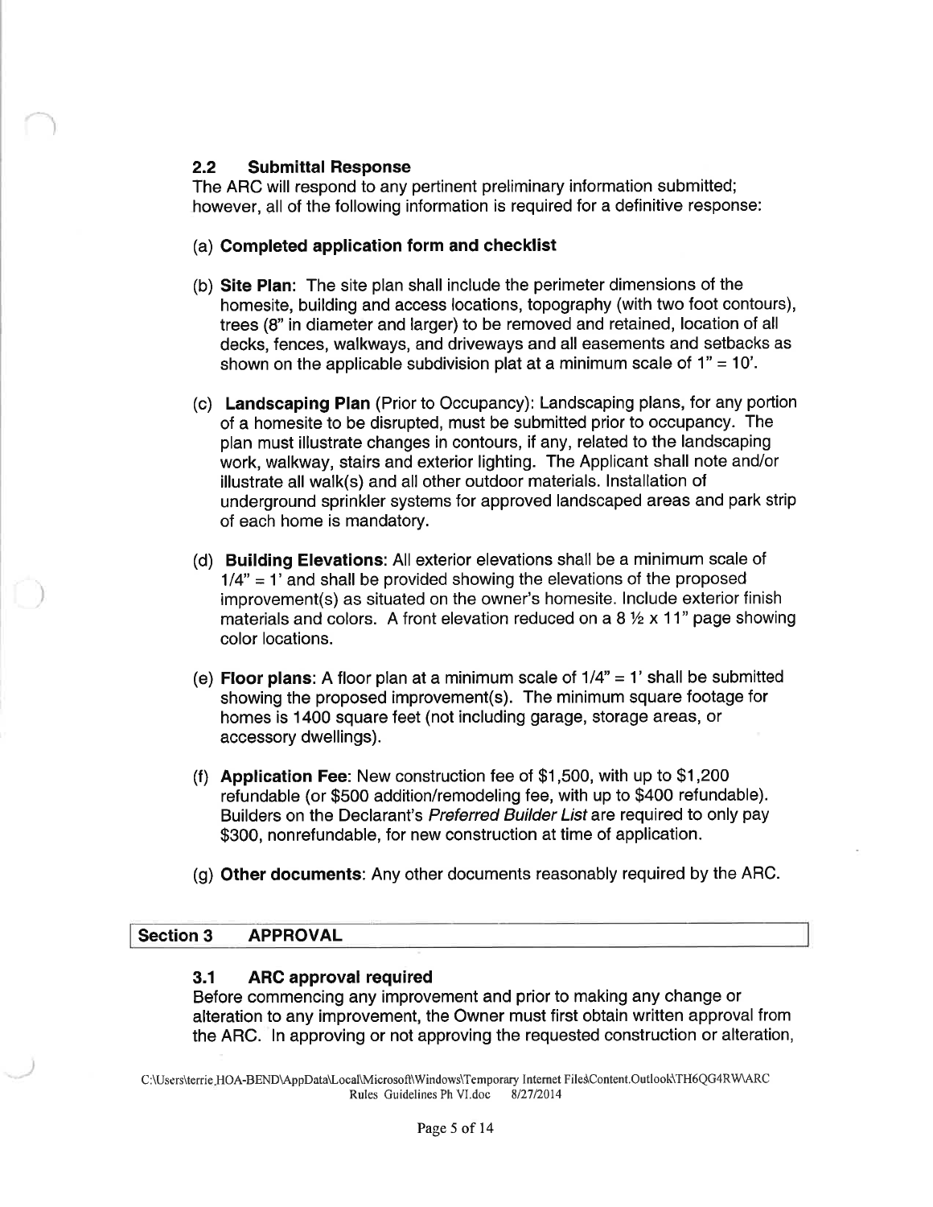### 2.2 Submittal Response

The ARC will respond to any pertinent preliminary information submitted; however, all of the following information is required for a definitive response:

(a) **Completed application form and checklist**

(b) **Site Plan**: The site plan shall include the perimeter dimensions of the homesite, building and access locations, topography (with two foot contours), trees (8" in diameter and larger) to be removed and retained, location of all decks, fences, walkways, and driveways and all easements and setbacks as shown on the applicable subdivision plat at a minimum scale of 1" = 10'.

(c) **Landscaping Plan** (Prior to Occupancy): Landscaping plans, for any portion of a homesite to be disrupted, must be submitted prior to occupancy. The plan must illustrate changes in contours, if any, related to the landscaping work, walkway, stairs and exterior lighting. The Applicant shall note and/or illustrate all walk(s) and all other outdoor materials. Installation of underground sprinkler systems for approved landscaped areas and park strip of each home is mandatory.

(d) **Building Elevations**: All exterior elevations shall be a minimum scale of 1/4" = 1' and shall be provided showing the elevations of the proposed improvement(s) as situated on the owner's homesite. Include exterior finish materials and colors. A front elevation reduced on a 8 ½ x 11" page showing color locations.

(e) **Floor plans**: A floor plan at a minimum scale of 1/4" = 1' shall be submitted showing the proposed improvement(s). The minimum square footage for homes is 1400 square feet (not including garage, storage areas, or accessory dwellings).

(f) **Application Fee**: New construction fee of $1,500, with up to $1,200 refundable (or $500 addition/remodeling fee, with up to $400 refundable). Builders on the Declarant's *Preferred Builder List* are required to only pay $300, nonrefundable, for new construction at time of application.

(g) **Other documents**: Any other documents reasonably required by the ARC.

## Section 3 APPROVAL

### 3.1 ARC approval required

Before commencing any improvement and prior to making any change or alteration to any improvement, the Owner must first obtain written approval from the ARC. In approving or not approving the requested construction or alteration,

C:\Users\terrie.HOA-BEND\AppData\Local\Microsoft\Windows\Temporary Internet Files\Content.Outlook\TH6QG4RW\ARC Rules Guidelines Ph VI.doc 8/27/2014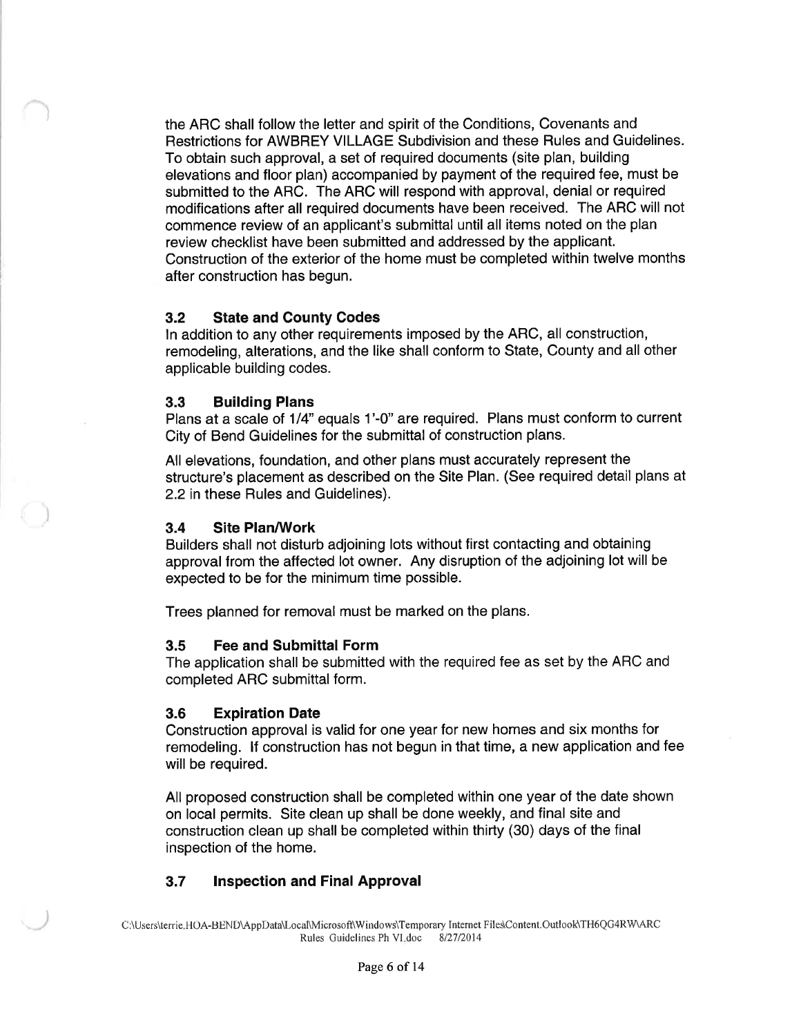the ARC shall follow the letter and spirit of the Conditions, Covenants and Restrictions for AWBREY VILLAGE Subdivision and these Rules and Guidelines. To obtain such approval, a set of required documents (site plan, building elevations and floor plan) accompanied by payment of the required fee, must be submitted to the ARC. The ARC will respond with approval, denial or required modifications after all required documents have been received. The ARC will not commence review of an applicant's submittal until all items noted on the plan review checklist have been submitted and addressed by the applicant. Construction of the exterior of the home must be completed within twelve months after construction has begun.

### 3.2 State and County Codes

In addition to any other requirements imposed by the ARC, all construction, remodeling, alterations, and the like shall conform to State, County and all other applicable building codes.

### 3.3 Building Plans

Plans at a scale of 1/4" equals 1'-0" are required. Plans must conform to current City of Bend Guidelines for the submittal of construction plans.

All elevations, foundation, and other plans must accurately represent the structure's placement as described on the Site Plan. (See required detail plans at 2.2 in these Rules and Guidelines).

### 3.4 Site Plan/Work

Builders shall not disturb adjoining lots without first contacting and obtaining approval from the affected lot owner. Any disruption of the adjoining lot will be expected to be for the minimum time possible.

Trees planned for removal must be marked on the plans.

### 3.5 Fee and Submittal Form

The application shall be submitted with the required fee as set by the ARC and completed ARC submittal form.

### 3.6 Expiration Date

Construction approval is valid for one year for new homes and six months for remodeling. If construction has not begun in that time, a new application and fee will be required.

All proposed construction shall be completed within one year of the date shown on local permits. Site clean up shall be done weekly, and final site and construction clean up shall be completed within thirty (30) days of the final inspection of the home.

### 3.7 Inspection and Final Approval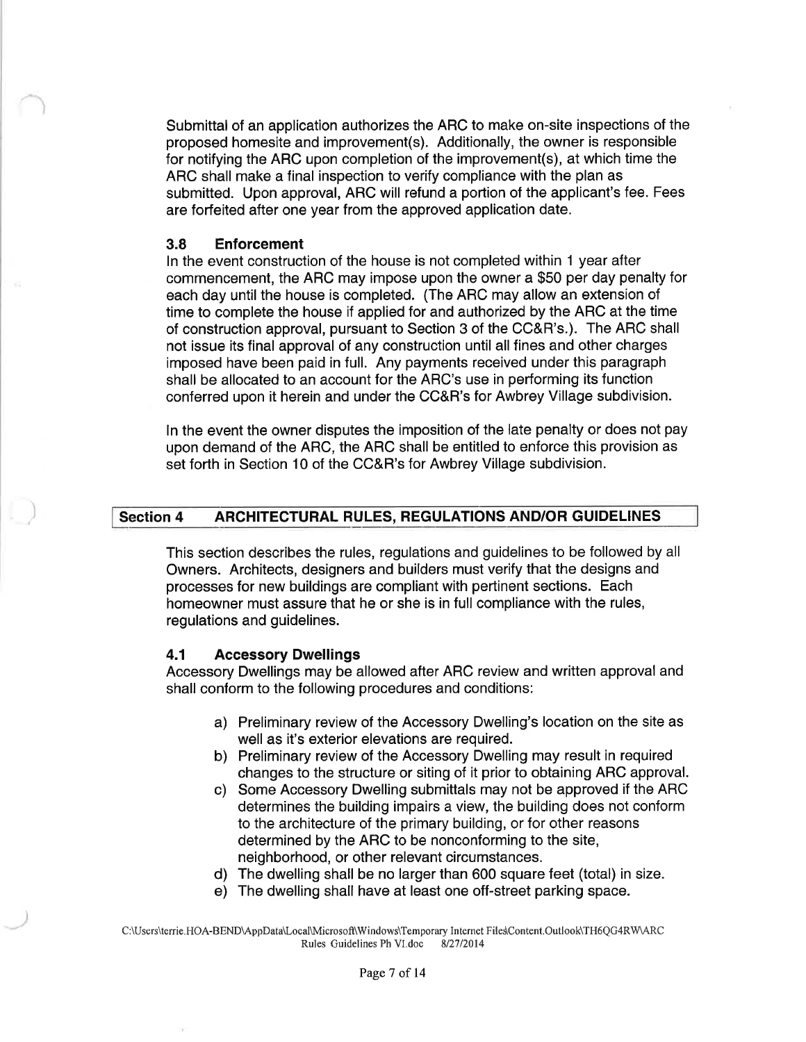Submittal of an application authorizes the ARC to make on-site inspections of the proposed homesite and improvement(s). Additionally, the owner is responsible for notifying the ARC upon completion of the improvement(s), at which time the ARC shall make a final inspection to verify compliance with the plan as submitted. Upon approval, ARC will refund a portion of the applicant's fee. Fees are forfeited after one year from the approved application date.

### 3.8 Enforcement

In the event construction of the house is not completed within 1 year after commencement, the ARC may impose upon the owner a $50 per day penalty for each day until the house is completed. (The ARC may allow an extension of time to complete the house if applied for and authorized by the ARC at the time of construction approval, pursuant to Section 3 of the CC&R's.). The ARC shall not issue its final approval of any construction until all fines and other charges imposed have been paid in full. Any payments received under this paragraph shall be allocated to an account for the ARC's use in performing its function conferred upon it herein and under the CC&R's for Awbrey Village subdivision.

In the event the owner disputes the imposition of the late penalty or does not pay upon demand of the ARC, the ARC shall be entitled to enforce this provision as set forth in Section 10 of the CC&R's for Awbrey Village subdivision.

## Section 4 ARCHITECTURAL RULES, REGULATIONS AND/OR GUIDELINES

This section describes the rules, regulations and guidelines to be followed by all Owners. Architects, designers and builders must verify that the designs and processes for new buildings are compliant with pertinent sections. Each homeowner must assure that he or she is in full compliance with the rules, regulations and guidelines.

### 4.1 Accessory Dwellings

Accessory Dwellings may be allowed after ARC review and written approval and shall conform to the following procedures and conditions:

a) Preliminary review of the Accessory Dwelling's location on the site as well as it's exterior elevations are required.
b) Preliminary review of the Accessory Dwelling may result in required changes to the structure or siting of it prior to obtaining ARC approval.
c) Some Accessory Dwelling submittals may not be approved if the ARC determines the building impairs a view, the building does not conform to the architecture of the primary building, or for other reasons determined by the ARC to be nonconforming to the site, neighborhood, or other relevant circumstances.
d) The dwelling shall be no larger than 600 square feet (total) in size.
e) The dwelling shall have at least one off-street parking space.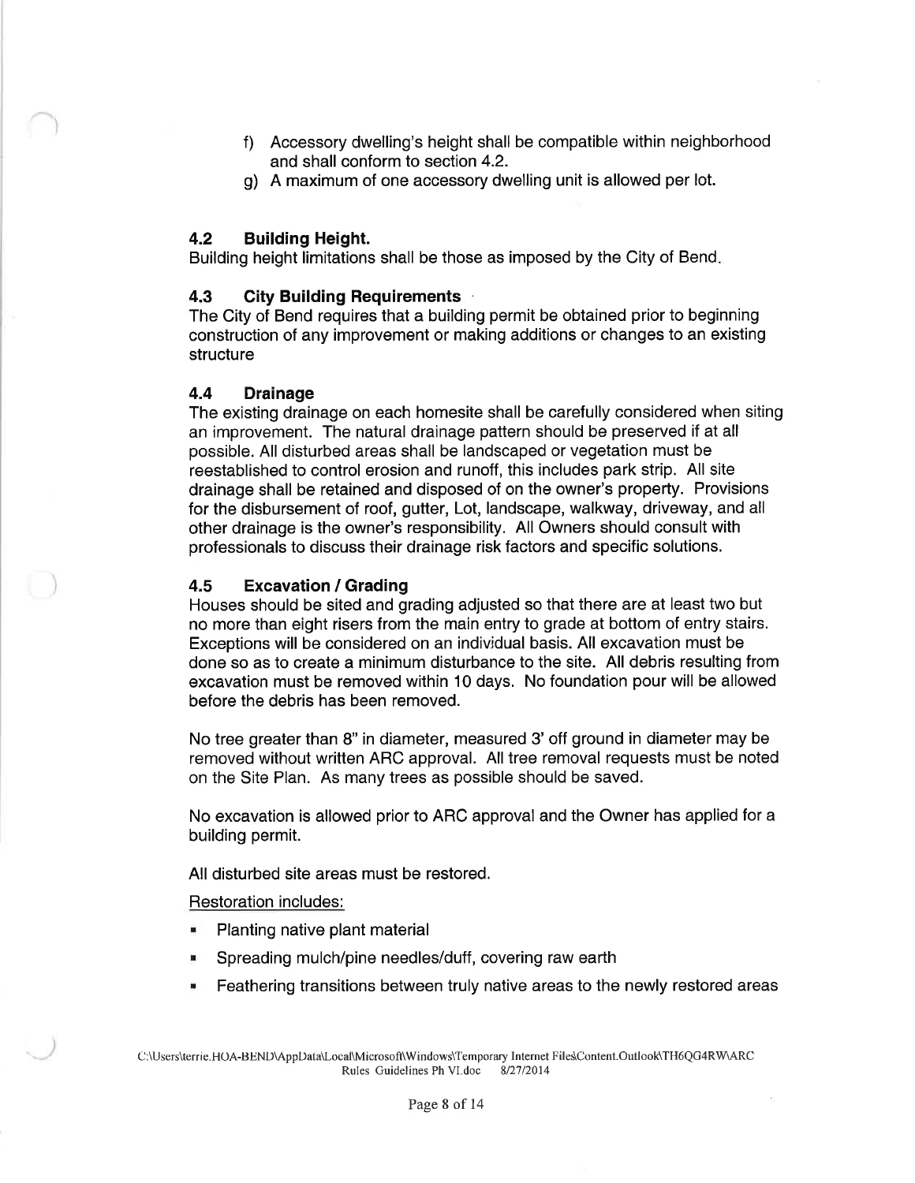f) Accessory dwelling's height shall be compatible within neighborhood and shall conform to section 4.2.

g) A maximum of one accessory dwelling unit is allowed per lot.

### 4.2 Building Height.

Building height limitations shall be those as imposed by the City of Bend.

### 4.3 City Building Requirements

The City of Bend requires that a building permit be obtained prior to beginning construction of any improvement or making additions or changes to an existing structure

### 4.4 Drainage

The existing drainage on each homesite shall be carefully considered when siting an improvement. The natural drainage pattern should be preserved if at all possible. All disturbed areas shall be landscaped or vegetation must be reestablished to control erosion and runoff, this includes park strip. All site drainage shall be retained and disposed of on the owner's property. Provisions for the disbursement of roof, gutter, Lot, landscape, walkway, driveway, and all other drainage is the owner's responsibility. All Owners should consult with professionals to discuss their drainage risk factors and specific solutions.

### 4.5 Excavation / Grading

Houses should be sited and grading adjusted so that there are at least two but no more than eight risers from the main entry to grade at bottom of entry stairs. Exceptions will be considered on an individual basis. All excavation must be done so as to create a minimum disturbance to the site. All debris resulting from excavation must be removed within 10 days. No foundation pour will be allowed before the debris has been removed.

No tree greater than 8" in diameter, measured 3' off ground in diameter may be removed without written ARC approval. All tree removal requests must be noted on the Site Plan. As many trees as possible should be saved.

No excavation is allowed prior to ARC approval and the Owner has applied for a building permit.

All disturbed site areas must be restored.

Restoration includes:

- Planting native plant material
- Spreading mulch/pine needles/duff, covering raw earth
- Feathering transitions between truly native areas to the newly restored areas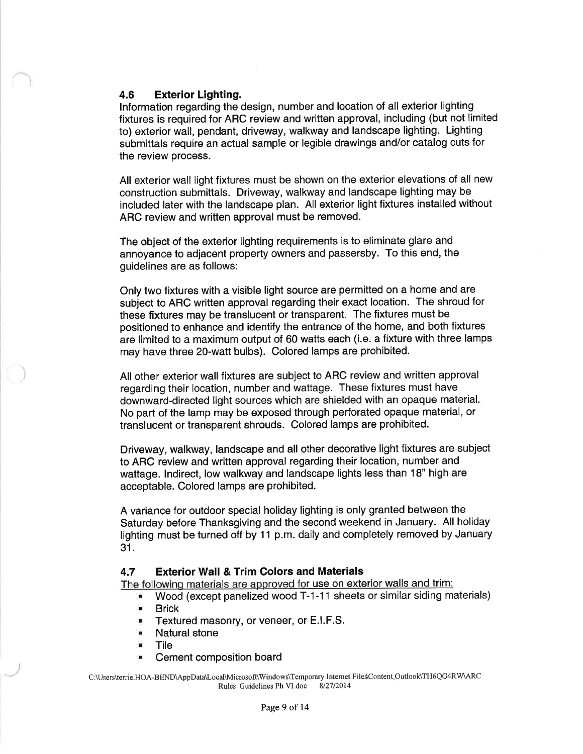### 4.6 Exterior Lighting.

Information regarding the design, number and location of all exterior lighting fixtures is required for ARC review and written approval, including (but not limited to) exterior wall, pendant, driveway, walkway and landscape lighting. Lighting submittals require an actual sample or legible drawings and/or catalog cuts for the review process.

All exterior wall light fixtures must be shown on the exterior elevations of all new construction submittals. Driveway, walkway and landscape lighting may be included later with the landscape plan. All exterior light fixtures installed without ARC review and written approval must be removed.

The object of the exterior lighting requirements is to eliminate glare and annoyance to adjacent property owners and passersby. To this end, the guidelines are as follows:

Only two fixtures with a visible light source are permitted on a home and are subject to ARC written approval regarding their exact location. The shroud for these fixtures may be translucent or transparent. The fixtures must be positioned to enhance and identify the entrance of the home, and both fixtures are limited to a maximum output of 60 watts each (i.e. a fixture with three lamps may have three 20-watt bulbs). Colored lamps are prohibited.

All other exterior wall fixtures are subject to ARC review and written approval regarding their location, number and wattage. These fixtures must have downward-directed light sources which are shielded with an opaque material. No part of the lamp may be exposed through perforated opaque material, or translucent or transparent shrouds. Colored lamps are prohibited.

Driveway, walkway, landscape and all other decorative light fixtures are subject to ARC review and written approval regarding their location, number and wattage. Indirect, low walkway and landscape lights less than 18" high are acceptable. Colored lamps are prohibited.

A variance for outdoor special holiday lighting is only granted between the Saturday before Thanksgiving and the second weekend in January. All holiday lighting must be turned off by 11 p.m. daily and completely removed by January 31.

### 4.7 Exterior Wall & Trim Colors and Materials

<u>The following materials are approved for use on exterior walls and trim:</u>

- Wood (except panelized wood T-1-11 sheets or similar siding materials)
- Brick
- Textured masonry, or veneer, or E.I.F.S.
- Natural stone
- Tile
- Cement composition board

C:\Users\terrie.HOA-BEND\AppData\Local\Microsoft\Windows\Temporary Internet Files\Content.Outlook\TH6QG4RW\ARC Rules Guidelines Ph VI.doc 8/27/2014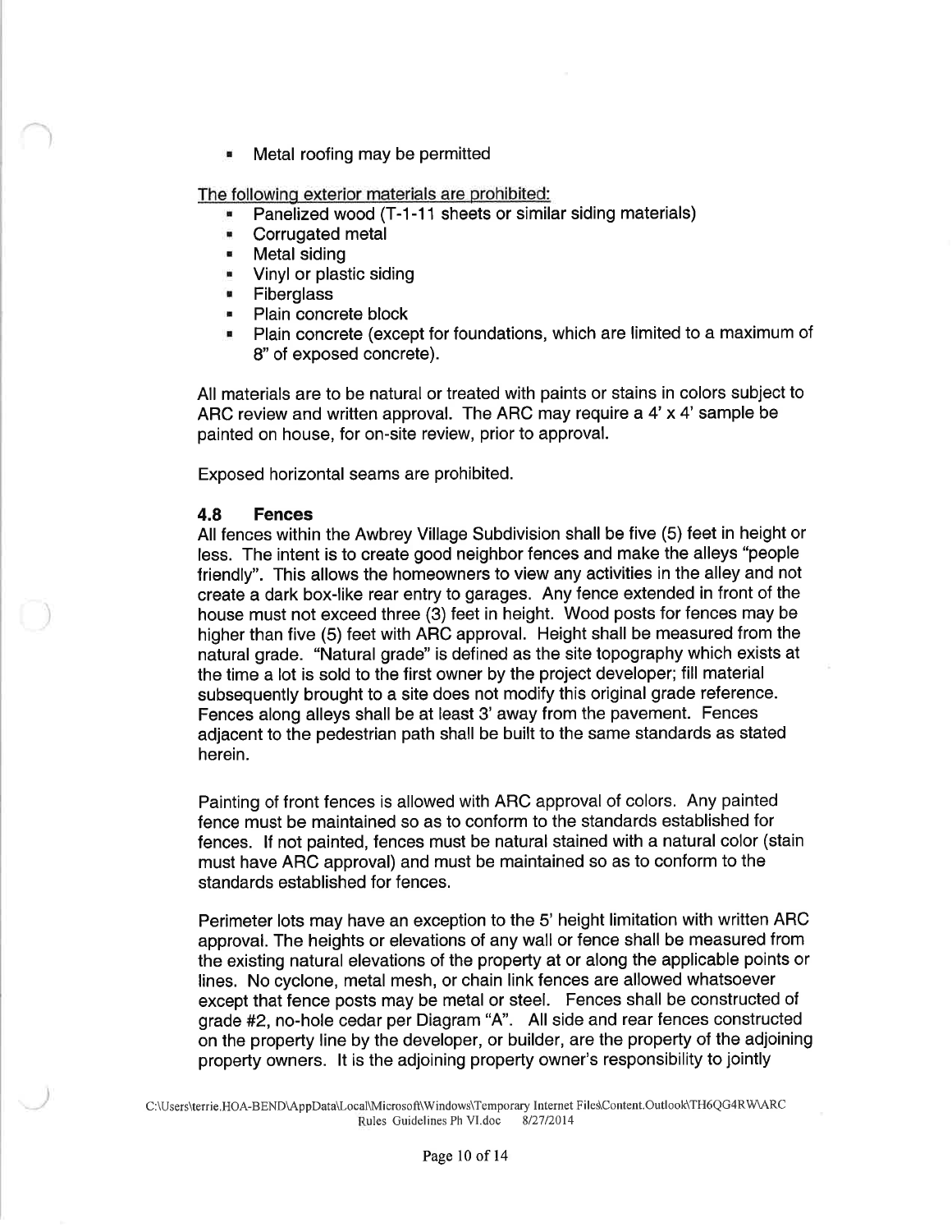- Metal roofing may be permitted

<u>The following exterior materials are prohibited:</u>

- Panelized wood (T-1-11 sheets or similar siding materials)
- Corrugated metal
- Metal siding
- Vinyl or plastic siding
- Fiberglass
- Plain concrete block
- Plain concrete (except for foundations, which are limited to a maximum of 8" of exposed concrete).

All materials are to be natural or treated with paints or stains in colors subject to ARC review and written approval. The ARC may require a 4' x 4' sample be painted on house, for on-site review, prior to approval.

Exposed horizontal seams are prohibited.

### 4.8 Fences

All fences within the Awbrey Village Subdivision shall be five (5) feet in height or less. The intent is to create good neighbor fences and make the alleys "people friendly". This allows the homeowners to view any activities in the alley and not create a dark box-like rear entry to garages. Any fence extended in front of the house must not exceed three (3) feet in height. Wood posts for fences may be higher than five (5) feet with ARC approval. Height shall be measured from the natural grade. "Natural grade" is defined as the site topography which exists at the time a lot is sold to the first owner by the project developer; fill material subsequently brought to a site does not modify this original grade reference. Fences along alleys shall be at least 3' away from the pavement. Fences adjacent to the pedestrian path shall be built to the same standards as stated herein.

Painting of front fences is allowed with ARC approval of colors. Any painted fence must be maintained so as to conform to the standards established for fences. If not painted, fences must be natural stained with a natural color (stain must have ARC approval) and must be maintained so as to conform to the standards established for fences.

Perimeter lots may have an exception to the 5' height limitation with written ARC approval. The heights or elevations of any wall or fence shall be measured from the existing natural elevations of the property at or along the applicable points or lines. No cyclone, metal mesh, or chain link fences are allowed whatsoever except that fence posts may be metal or steel. Fences shall be constructed of grade #2, no-hole cedar per Diagram "A". All side and rear fences constructed on the property line by the developer, or builder, are the property of the adjoining property owners. It is the adjoining property owner's responsibility to jointly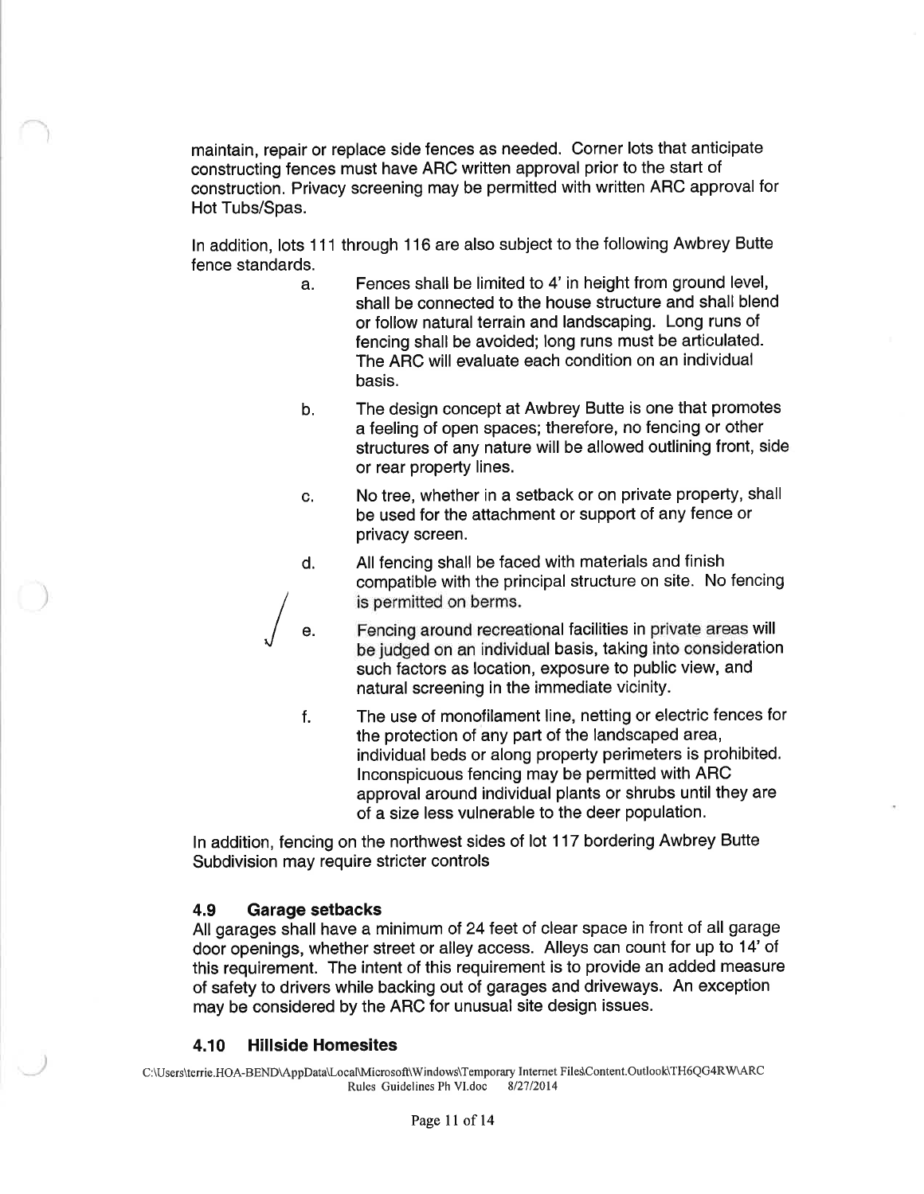maintain, repair or replace side fences as needed. Corner lots that anticipate constructing fences must have ARC written approval prior to the start of construction. Privacy screening may be permitted with written ARC approval for Hot Tubs/Spas.

In addition, lots 111 through 116 are also subject to the following Awbrey Butte fence standards.

a. Fences shall be limited to 4' in height from ground level, shall be connected to the house structure and shall blend or follow natural terrain and landscaping. Long runs of fencing shall be avoided; long runs must be articulated. The ARC will evaluate each condition on an individual basis.

b. The design concept at Awbrey Butte is one that promotes a feeling of open spaces; therefore, no fencing or other structures of any nature will be allowed outlining front, side or rear property lines.

c. No tree, whether in a setback or on private property, shall be used for the attachment or support of any fence or privacy screen.

d. All fencing shall be faced with materials and finish compatible with the principal structure on site. No fencing is permitted on berms.

e. Fencing around recreational facilities in private areas will be judged on an individual basis, taking into consideration such factors as location, exposure to public view, and natural screening in the immediate vicinity.

f. The use of monofilament line, netting or electric fences for the protection of any part of the landscaped area, individual beds or along property perimeters is prohibited. Inconspicuous fencing may be permitted with ARC approval around individual plants or shrubs until they are of a size less vulnerable to the deer population.

In addition, fencing on the northwest sides of lot 117 bordering Awbrey Butte Subdivision may require stricter controls

### 4.9 Garage setbacks

All garages shall have a minimum of 24 feet of clear space in front of all garage door openings, whether street or alley access. Alleys can count for up to 14' of this requirement. The intent of this requirement is to provide an added measure of safety to drivers while backing out of garages and driveways. An exception may be considered by the ARC for unusual site design issues.

### 4.10 Hillside Homesites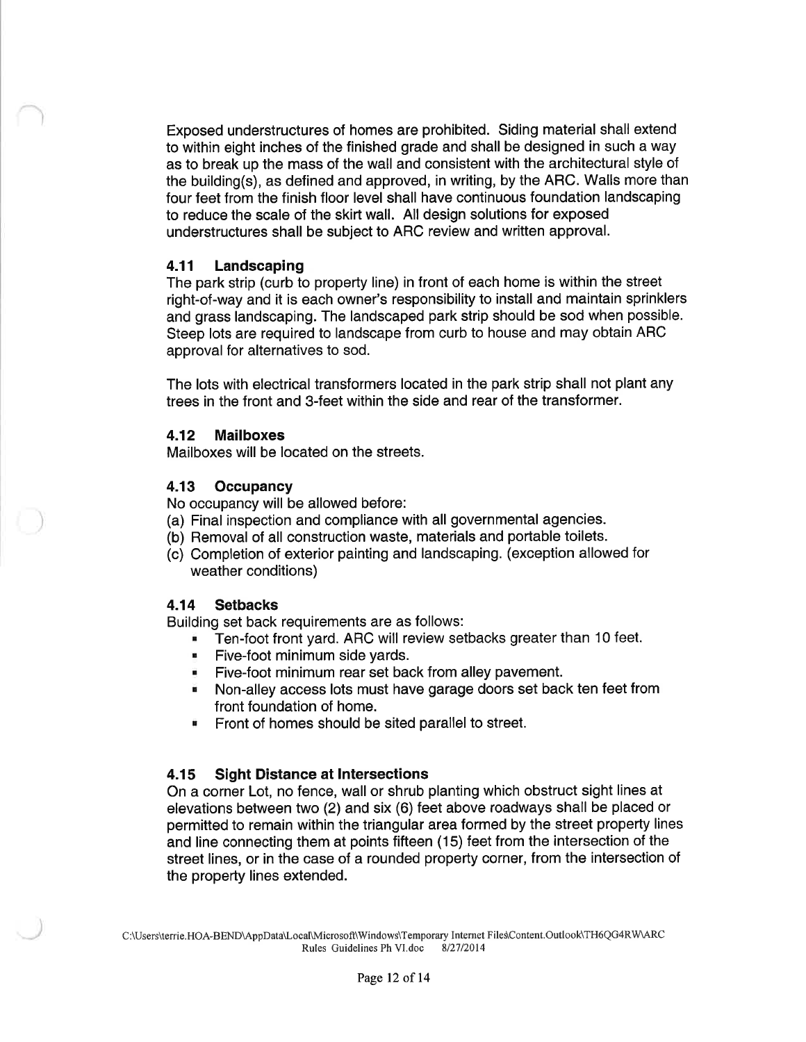Exposed understructures of homes are prohibited. Siding material shall extend to within eight inches of the finished grade and shall be designed in such a way as to break up the mass of the wall and consistent with the architectural style of the building(s), as defined and approved, in writing, by the ARC. Walls more than four feet from the finish floor level shall have continuous foundation landscaping to reduce the scale of the skirt wall. All design solutions for exposed understructures shall be subject to ARC review and written approval.

### 4.11 Landscaping

The park strip (curb to property line) in front of each home is within the street right-of-way and it is each owner's responsibility to install and maintain sprinklers and grass landscaping. The landscaped park strip should be sod when possible. Steep lots are required to landscape from curb to house and may obtain ARC approval for alternatives to sod.

The lots with electrical transformers located in the park strip shall not plant any trees in the front and 3-feet within the side and rear of the transformer.

### 4.12 Mailboxes

Mailboxes will be located on the streets.

### 4.13 Occupancy

No occupancy will be allowed before:

(a) Final inspection and compliance with all governmental agencies.
(b) Removal of all construction waste, materials and portable toilets.
(c) Completion of exterior painting and landscaping. (exception allowed for weather conditions)

### 4.14 Setbacks

Building set back requirements are as follows:

- Ten-foot front yard. ARC will review setbacks greater than 10 feet.
- Five-foot minimum side yards.
- Five-foot minimum rear set back from alley pavement.
- Non-alley access lots must have garage doors set back ten feet from front foundation of home.
- Front of homes should be sited parallel to street.

### 4.15 Sight Distance at Intersections

On a corner Lot, no fence, wall or shrub planting which obstruct sight lines at elevations between two (2) and six (6) feet above roadways shall be placed or permitted to remain within the triangular area formed by the street property lines and line connecting them at points fifteen (15) feet from the intersection of the street lines, or in the case of a rounded property corner, from the intersection of the property lines extended.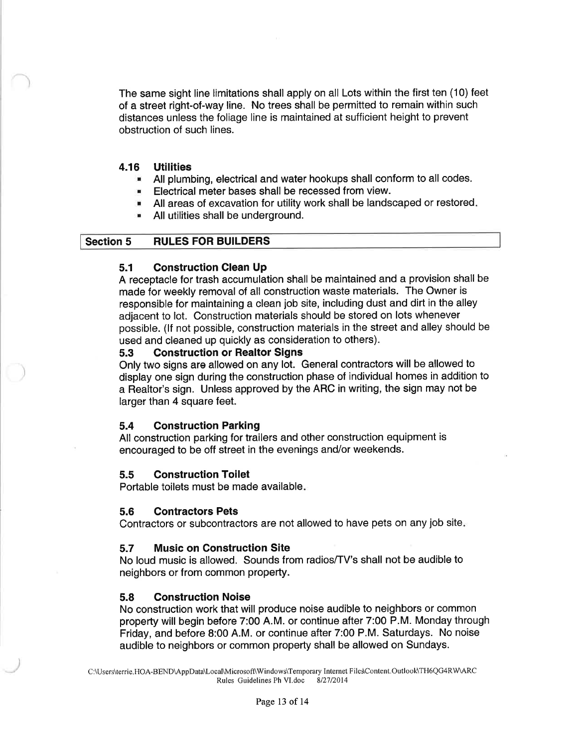The same sight line limitations shall apply on all Lots within the first ten (10) feet of a street right-of-way line. No trees shall be permitted to remain within such distances unless the foliage line is maintained at sufficient height to prevent obstruction of such lines.

### 4.16 Utilities

- All plumbing, electrical and water hookups shall conform to all codes.
- Electrical meter bases shall be recessed from view.
- All areas of excavation for utility work shall be landscaped or restored.
- All utilities shall be underground.

## Section 5 RULES FOR BUILDERS

### 5.1 Construction Clean Up

A receptacle for trash accumulation shall be maintained and a provision shall be made for weekly removal of all construction waste materials. The Owner is responsible for maintaining a clean job site, including dust and dirt in the alley adjacent to lot. Construction materials should be stored on lots whenever possible. (If not possible, construction materials in the street and alley should be used and cleaned up quickly as consideration to others).

### 5.3 Construction or Realtor Signs

Only two signs are allowed on any lot. General contractors will be allowed to display one sign during the construction phase of individual homes in addition to a Realtor's sign. Unless approved by the ARC in writing, the sign may not be larger than 4 square feet.

### 5.4 Construction Parking

All construction parking for trailers and other construction equipment is encouraged to be off street in the evenings and/or weekends.

### 5.5 Construction Toilet

Portable toilets must be made available.

### 5.6 Contractors Pets

Contractors or subcontractors are not allowed to have pets on any job site.

### 5.7 Music on Construction Site

No loud music is allowed. Sounds from radios/TV's shall not be audible to neighbors or from common property.

### 5.8 Construction Noise

No construction work that will produce noise audible to neighbors or common property will begin before 7:00 A.M. or continue after 7:00 P.M. Monday through Friday, and before 8:00 A.M. or continue after 7:00 P.M. Saturdays. No noise audible to neighbors or common property shall be allowed on Sundays.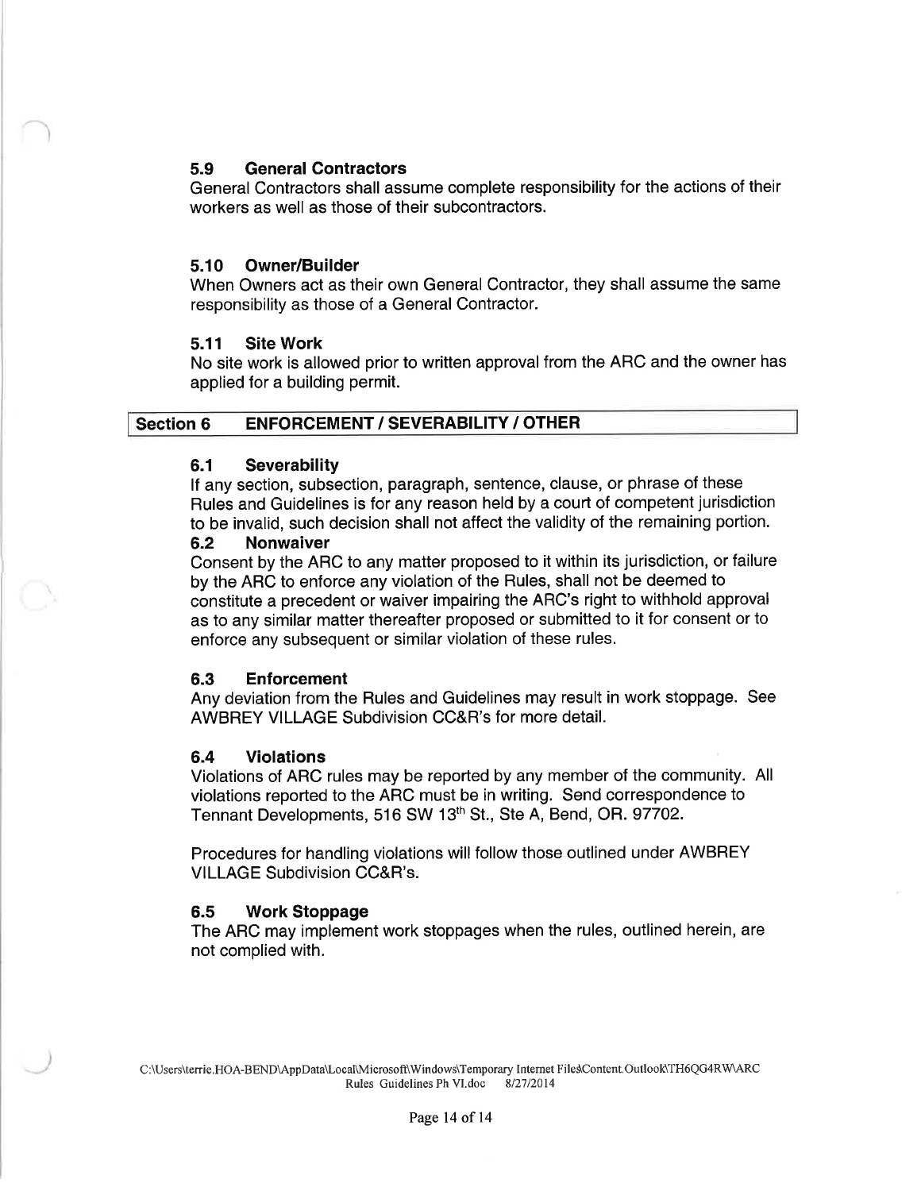### 5.9 General Contractors

General Contractors shall assume complete responsibility for the actions of their workers as well as those of their subcontractors.

### 5.10 Owner/Builder

When Owners act as their own General Contractor, they shall assume the same responsibility as those of a General Contractor.

### 5.11 Site Work

No site work is allowed prior to written approval from the ARC and the owner has applied for a building permit.

## Section 6 ENFORCEMENT / SEVERABILITY / OTHER

### 6.1 Severability

If any section, subsection, paragraph, sentence, clause, or phrase of these Rules and Guidelines is for any reason held by a court of competent jurisdiction to be invalid, such decision shall not affect the validity of the remaining portion.

### 6.2 Nonwaiver

Consent by the ARC to any matter proposed to it within its jurisdiction, or failure by the ARC to enforce any violation of the Rules, shall not be deemed to constitute a precedent or waiver impairing the ARC's right to withhold approval as to any similar matter thereafter proposed or submitted to it for consent or to enforce any subsequent or similar violation of these rules.

### 6.3 Enforcement

Any deviation from the Rules and Guidelines may result in work stoppage. See AWBREY VILLAGE Subdivision CC&R's for more detail.

### 6.4 Violations

Violations of ARC rules may be reported by any member of the community. All violations reported to the ARC must be in writing. Send correspondence to Tennant Developments, 516 SW 13th St., Ste A, Bend, OR. 97702.

Procedures for handling violations will follow those outlined under AWBREY VILLAGE Subdivision CC&R's.

### 6.5 Work Stoppage

The ARC may implement work stoppages when the rules, outlined herein, are not complied with.

C:\Users\terrie.HOA-BEND\AppData\Local\Microsoft\Windows\Temporary Internet Files\Content.Outlook\TH6QG4RW\ARC Rules Guidelines Ph VI.doc 8/27/2014